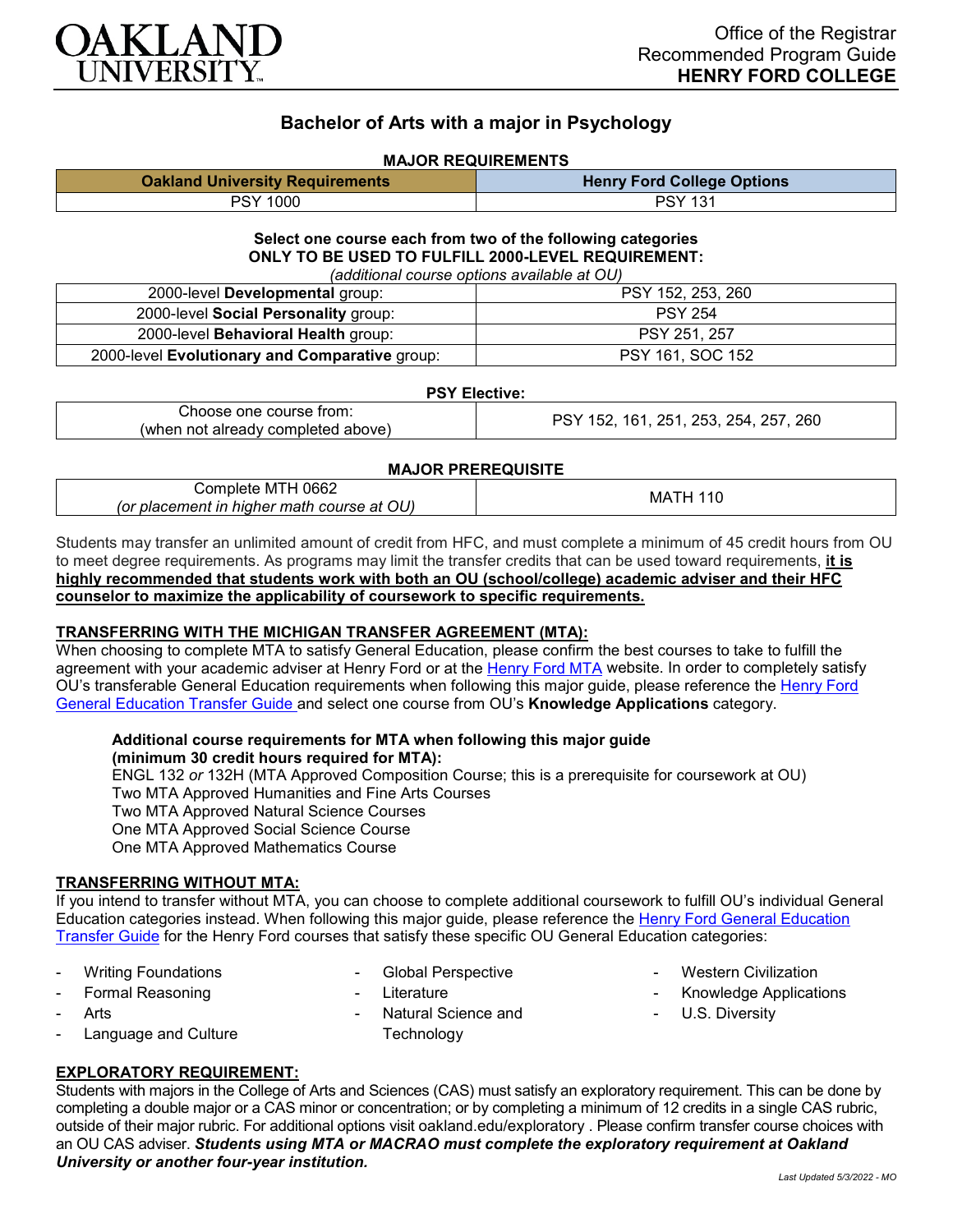Office of the Registrar
Recommended Program Guide
**HENRY FORD COLLEGE**

# Bachelor of Arts with a major in Psychology

## MAJOR REQUIREMENTS

| Oakland University Requirements | Henry Ford College Options |
|---|---|
| PSY 1000 | PSY 131 |

**Select one course each from two of the following categories**
**ONLY TO BE USED TO FULFILL 2000-LEVEL REQUIREMENT:**
*(additional course options available at OU)*

| | |
|---|---|
| 2000-level **Developmental** group: | PSY 152, 253, 260 |
| 2000-level **Social Personality** group: | PSY 254 |
| 2000-level **Behavioral Health** group: | PSY 251, 257 |
| 2000-level **Evolutionary and Comparative** group: | PSY 161, SOC 152 |

**PSY Elective:**

| | |
|---|---|
| Choose one course from: (when not already completed above) | PSY 152, 161, 251, 253, 254, 257, 260 |

**MAJOR PREREQUISITE**

| | |
|---|---|
| Complete MTH 0662 *(or placement in higher math course at OU)* | MATH 110 |

Students may transfer an unlimited amount of credit from HFC, and must complete a minimum of 45 credit hours from OU to meet degree requirements. As programs may limit the transfer credits that can be used toward requirements, **it is highly recommended that students work with both an OU (school/college) academic adviser and their HFC counselor to maximize the applicability of coursework to specific requirements.**

### TRANSFERRING WITH THE MICHIGAN TRANSFER AGREEMENT (MTA):

When choosing to complete MTA to satisfy General Education, please confirm the best courses to take to fulfill the agreement with your academic adviser at Henry Ford or at the Henry Ford MTA website. In order to completely satisfy OU's transferable General Education requirements when following this major guide, please reference the Henry Ford General Education Transfer Guide and select one course from OU's **Knowledge Applications** category.

**Additional course requirements for MTA when following this major guide (minimum 30 credit hours required for MTA):**
ENGL 132 *or* 132H (MTA Approved Composition Course; this is a prerequisite for coursework at OU)
Two MTA Approved Humanities and Fine Arts Courses
Two MTA Approved Natural Science Courses
One MTA Approved Social Science Course
One MTA Approved Mathematics Course

### TRANSFERRING WITHOUT MTA:

If you intend to transfer without MTA, you can choose to complete additional coursework to fulfill OU's individual General Education categories instead. When following this major guide, please reference the Henry Ford General Education Transfer Guide for the Henry Ford courses that satisfy these specific OU General Education categories:

- Writing Foundations
- Formal Reasoning
- Arts
- Language and Culture
- Global Perspective
- Literature
- Natural Science and Technology
- Western Civilization
- Knowledge Applications
- U.S. Diversity

### EXPLORATORY REQUIREMENT:

Students with majors in the College of Arts and Sciences (CAS) must satisfy an exploratory requirement. This can be done by completing a double major or a CAS minor or concentration; or by completing a minimum of 12 credits in a single CAS rubric, outside of their major rubric. For additional options visit oakland.edu/exploratory . Please confirm transfer course choices with an OU CAS adviser. ***Students using MTA or MACRAO must complete the exploratory requirement at Oakland University or another four-year institution.***

*Last Updated 5/3/2022 - MO*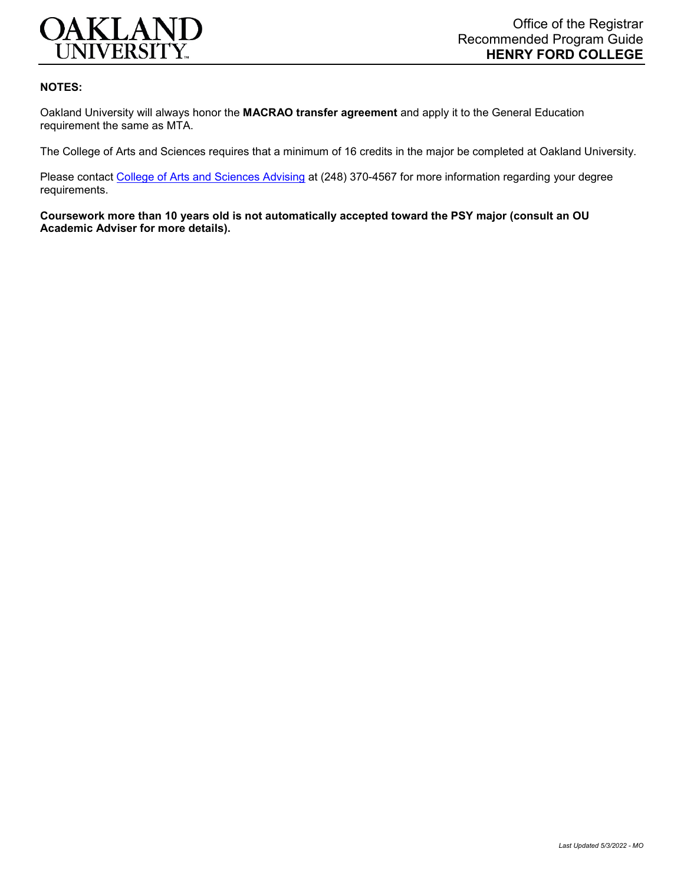**NOTES:**

Oakland University will always honor the **MACRAO transfer agreement** and apply it to the General Education requirement the same as MTA.

The College of Arts and Sciences requires that a minimum of 16 credits in the major be completed at Oakland University.

Please contact College of Arts and Sciences Advising at (248) 370-4567 for more information regarding your degree requirements.

**Coursework more than 10 years old is not automatically accepted toward the PSY major (consult an OU Academic Adviser for more details).**